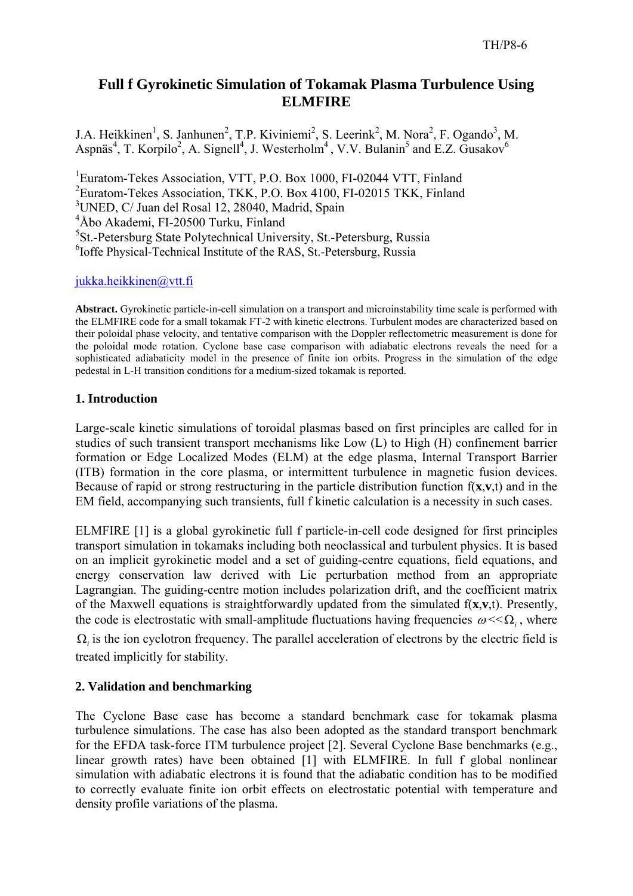# Full f Gyrokinetic Simulation of Tokamak Plasma Turbulence Using ELMFIRE

J.A. Heikkinen[1], S. Janhunen[2], T.P. Kiviniemi[2], S. Leerink[2], M. Nora[2], F. Ogando[3], M. Aspnäs[4], T. Korpilo[2], A. Signell[4], J. Westerholm[4], V.V. Bulanin[5] and E.Z. Gusakov[6]

[1]Euratom-Tekes Association, VTT, P.O. Box 1000, FI-02044 VTT, Finland
[2]Euratom-Tekes Association, TKK, P.O. Box 4100, FI-02015 TKK, Finland
[3]UNED, C/ Juan del Rosal 12, 28040, Madrid, Spain
[4]Åbo Akademi, FI-20500 Turku, Finland
[5]St.-Petersburg State Polytechnical University, St.-Petersburg, Russia
[6]Ioffe Physical-Technical Institute of the RAS, St.-Petersburg, Russia

jukka.heikkinen@vtt.fi

**Abstract.** Gyrokinetic particle-in-cell simulation on a transport and microinstability time scale is performed with the ELMFIRE code for a small tokamak FT-2 with kinetic electrons. Turbulent modes are characterized based on their poloidal phase velocity, and tentative comparison with the Doppler reflectometric measurement is done for the poloidal mode rotation. Cyclone base case comparison with adiabatic electrons reveals the need for a sophisticated adiabaticity model in the presence of finite ion orbits. Progress in the simulation of the edge pedestal in L-H transition conditions for a medium-sized tokamak is reported.

## 1. Introduction

Large-scale kinetic simulations of toroidal plasmas based on first principles are called for in studies of such transient transport mechanisms like Low (L) to High (H) confinement barrier formation or Edge Localized Modes (ELM) at the edge plasma, Internal Transport Barrier (ITB) formation in the core plasma, or intermittent turbulence in magnetic fusion devices. Because of rapid or strong restructuring in the particle distribution function f(**x**,**v**,t) and in the EM field, accompanying such transients, full f kinetic calculation is a necessity in such cases.

ELMFIRE [1] is a global gyrokinetic full f particle-in-cell code designed for first principles transport simulation in tokamaks including both neoclassical and turbulent physics. It is based on an implicit gyrokinetic model and a set of guiding-centre equations, field equations, and energy conservation law derived with Lie perturbation method from an appropriate Lagrangian. The guiding-centre motion includes polarization drift, and the coefficient matrix of the Maxwell equations is straightforwardly updated from the simulated f(**x**,**v**,t). Presently, the code is electrostatic with small-amplitude fluctuations having frequencies $\omega << \Omega_i$, where $\Omega_i$ is the ion cyclotron frequency. The parallel acceleration of electrons by the electric field is treated implicitly for stability.

## 2. Validation and benchmarking

The Cyclone Base case has become a standard benchmark case for tokamak plasma turbulence simulations. The case has also been adopted as the standard transport benchmark for the EFDA task-force ITM turbulence project [2]. Several Cyclone Base benchmarks (e.g., linear growth rates) have been obtained [1] with ELMFIRE. In full f global nonlinear simulation with adiabatic electrons it is found that the adiabatic condition has to be modified to correctly evaluate finite ion orbit effects on electrostatic potential with temperature and density profile variations of the plasma.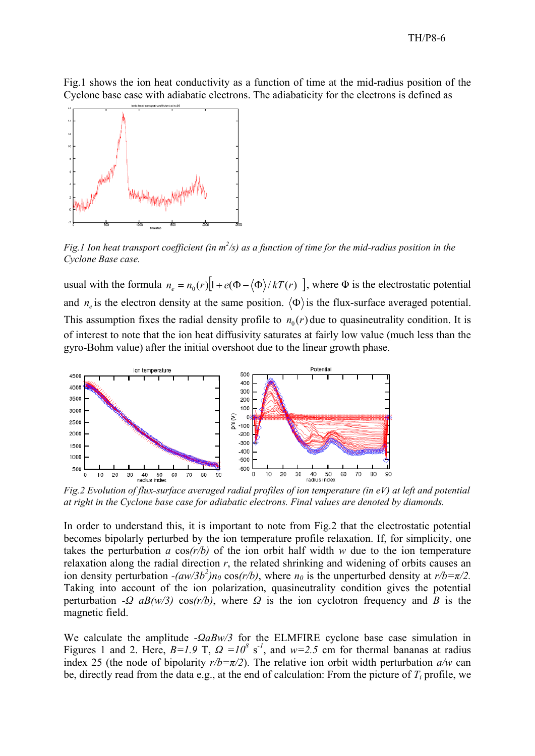Fig.1 shows the ion heat conductivity as a function of time at the mid-radius position of the Cyclone base case with adiabatic electrons. The adiabaticity for the electrons is defined as

*Fig.1 Ion heat transport coefficient (in $m^2/s$) as a function of time for the mid-radius position in the Cyclone Base case.*

usual with the formula $n_e = n_0(r)\left[1 + e(\Phi - \langle\Phi\rangle / kT(r)\ \right]$, where $\Phi$ is the electrostatic potential and $n_e$ is the electron density at the same position. $\langle\Phi\rangle$ is the flux-surface averaged potential. This assumption fixes the radial density profile to $n_0(r)$ due to quasineutrality condition. It is of interest to note that the ion heat diffusivity saturates at fairly low value (much less than the gyro-Bohm value) after the initial overshoot due to the linear growth phase.

*Fig.2 Evolution of flux-surface averaged radial profiles of ion temperature (in eV) at left and potential at right in the Cyclone base case for adiabatic electrons. Final values are denoted by diamonds.*

In order to understand this, it is important to note from Fig.2 that the electrostatic potential becomes bipolarly perturbed by the ion temperature profile relaxation. If, for simplicity, one takes the perturbation $a\ \cos(r/b)$ of the ion orbit half width $w$ due to the ion temperature relaxation along the radial direction $r$, the related shrinking and widening of orbits causes an ion density perturbation $-(aw/3b^2)n_0 \cos(r/b)$, where $n_0$ is the unperturbed density at $r/b=\pi/2$. Taking into account of the ion polarization, quasineutrality condition gives the potential perturbation $-\Omega\ aB(w/3)\ \cos(r/b)$, where $\Omega$ is the ion cyclotron frequency and $B$ is the magnetic field.

We calculate the amplitude $-\Omega aBw/3$ for the ELMFIRE cyclone base case simulation in Figures 1 and 2. Here, $B=1.9$ T, $\Omega=10^8$ $s^{-1}$, and $w=2.5$ cm for thermal bananas at radius index 25 (the node of bipolarity $r/b=\pi/2$). The relative ion orbit width perturbation $a/w$ can be, directly read from the data e.g., at the end of calculation: From the picture of $T_i$ profile, we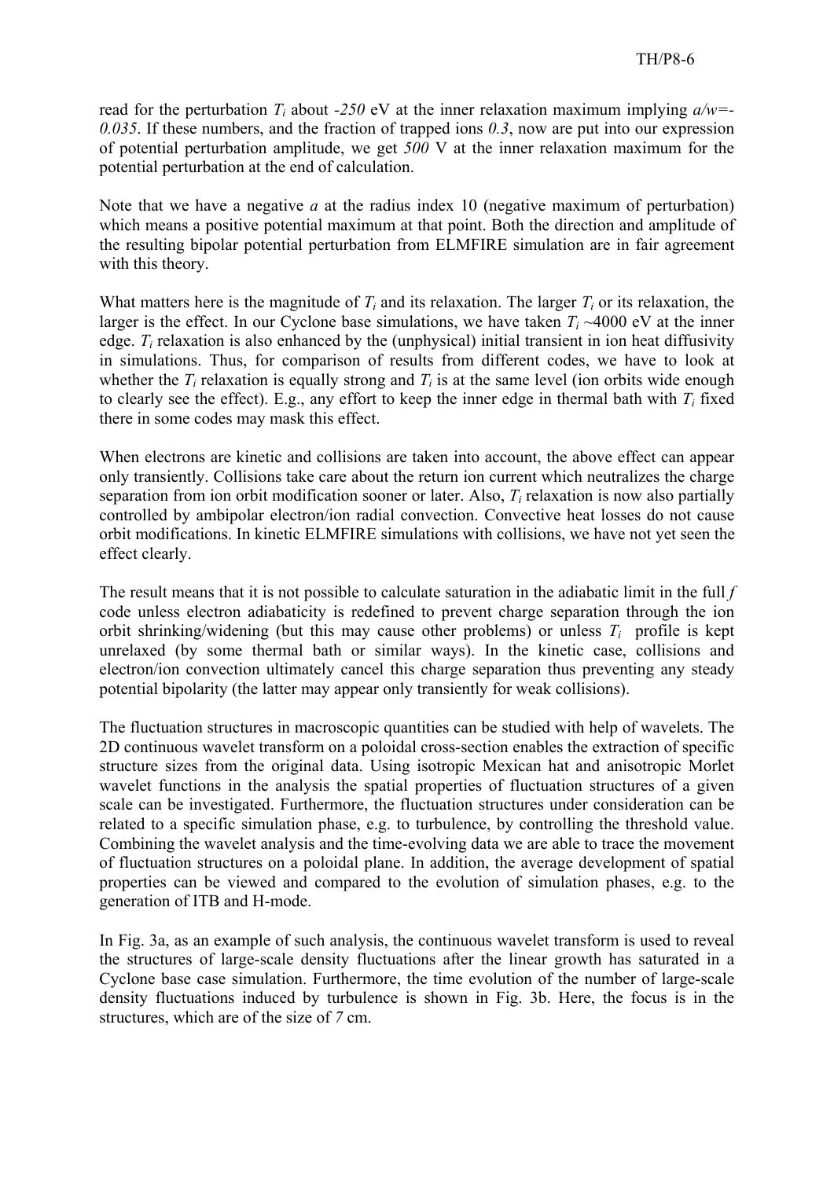read for the perturbation $T_i$ about *-250* eV at the inner relaxation maximum implying $a/w=-0.035$. If these numbers, and the fraction of trapped ions *0.3*, now are put into our expression of potential perturbation amplitude, we get *500* V at the inner relaxation maximum for the potential perturbation at the end of calculation.

Note that we have a negative $a$ at the radius index 10 (negative maximum of perturbation) which means a positive potential maximum at that point. Both the direction and amplitude of the resulting bipolar potential perturbation from ELMFIRE simulation are in fair agreement with this theory.

What matters here is the magnitude of $T_i$ and its relaxation. The larger $T_i$ or its relaxation, the larger is the effect. In our Cyclone base simulations, we have taken $T_i$ ~4000 eV at the inner edge. $T_i$ relaxation is also enhanced by the (unphysical) initial transient in ion heat diffusivity in simulations. Thus, for comparison of results from different codes, we have to look at whether the $T_i$ relaxation is equally strong and $T_i$ is at the same level (ion orbits wide enough to clearly see the effect). E.g., any effort to keep the inner edge in thermal bath with $T_i$ fixed there in some codes may mask this effect.

When electrons are kinetic and collisions are taken into account, the above effect can appear only transiently. Collisions take care about the return ion current which neutralizes the charge separation from ion orbit modification sooner or later. Also, $T_i$ relaxation is now also partially controlled by ambipolar electron/ion radial convection. Convective heat losses do not cause orbit modifications. In kinetic ELMFIRE simulations with collisions, we have not yet seen the effect clearly.

The result means that it is not possible to calculate saturation in the adiabatic limit in the full *f* code unless electron adiabaticity is redefined to prevent charge separation through the ion orbit shrinking/widening (but this may cause other problems) or unless $T_i$ profile is kept unrelaxed (by some thermal bath or similar ways). In the kinetic case, collisions and electron/ion convection ultimately cancel this charge separation thus preventing any steady potential bipolarity (the latter may appear only transiently for weak collisions).

The fluctuation structures in macroscopic quantities can be studied with help of wavelets. The 2D continuous wavelet transform on a poloidal cross-section enables the extraction of specific structure sizes from the original data. Using isotropic Mexican hat and anisotropic Morlet wavelet functions in the analysis the spatial properties of fluctuation structures of a given scale can be investigated. Furthermore, the fluctuation structures under consideration can be related to a specific simulation phase, e.g. to turbulence, by controlling the threshold value. Combining the wavelet analysis and the time-evolving data we are able to trace the movement of fluctuation structures on a poloidal plane. In addition, the average development of spatial properties can be viewed and compared to the evolution of simulation phases, e.g. to the generation of ITB and H-mode.

In Fig. 3a, as an example of such analysis, the continuous wavelet transform is used to reveal the structures of large-scale density fluctuations after the linear growth has saturated in a Cyclone base case simulation. Furthermore, the time evolution of the number of large-scale density fluctuations induced by turbulence is shown in Fig. 3b. Here, the focus is in the structures, which are of the size of *7* cm.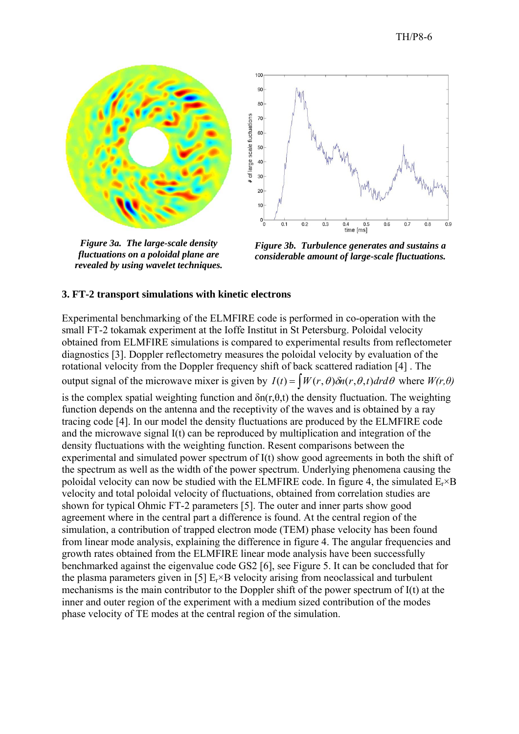*Figure 3a. The large-scale density fluctuations on a poloidal plane are revealed by using wavelet techniques.*

*Figure 3b. Turbulence generates and sustains a considerable amount of large-scale fluctuations.*

### 3. FT-2 transport simulations with kinetic electrons

Experimental benchmarking of the ELMFIRE code is performed in co-operation with the small FT-2 tokamak experiment at the Ioffe Institut in St Petersburg. Poloidal velocity obtained from ELMFIRE simulations is compared to experimental results from reflectometer diagnostics [3]. Doppler reflectometry measures the poloidal velocity by evaluation of the rotational velocity from the Doppler frequency shift of back scattered radiation [4] . The output signal of the microwave mixer is given by $I(t) = \int W(r,\theta)\delta n(r,\theta,t)drd\theta$ where $W(r,\theta)$ is the complex spatial weighting function and $\delta n(r,\theta,t)$ the density fluctuation. The weighting function depends on the antenna and the receptivity of the waves and is obtained by a ray tracing code [4]. In our model the density fluctuations are produced by the ELMFIRE code and the microwave signal I(t) can be reproduced by multiplication and integration of the density fluctuations with the weighting function. Resent comparisons between the experimental and simulated power spectrum of I(t) show good agreements in both the shift of the spectrum as well as the width of the power spectrum. Underlying phenomena causing the poloidal velocity can now be studied with the ELMFIRE code. In figure 4, the simulated $E_r \times B$ velocity and total poloidal velocity of fluctuations, obtained from correlation studies are shown for typical Ohmic FT-2 parameters [5]. The outer and inner parts show good agreement where in the central part a difference is found. At the central region of the simulation, a contribution of trapped electron mode (TEM) phase velocity has been found from linear mode analysis, explaining the difference in figure 4. The angular frequencies and growth rates obtained from the ELMFIRE linear mode analysis have been successfully benchmarked against the eigenvalue code GS2 [6], see Figure 5. It can be concluded that for the plasma parameters given in [5] $E_r \times B$ velocity arising from neoclassical and turbulent mechanisms is the main contributor to the Doppler shift of the power spectrum of I(t) at the inner and outer region of the experiment with a medium sized contribution of the modes phase velocity of TE modes at the central region of the simulation.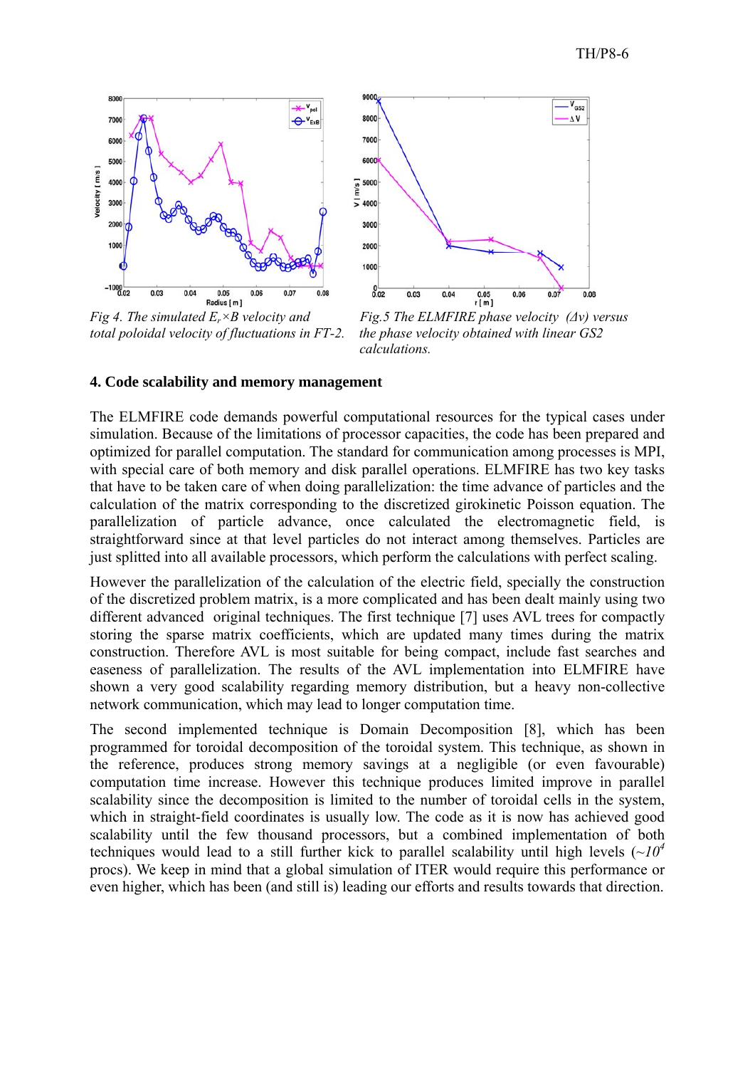*Fig 4. The simulated $E_r \times B$ velocity and total poloidal velocity of fluctuations in FT-2.*

*Fig.5 The ELMFIRE phase velocity ($\Delta v$) versus the phase velocity obtained with linear GS2 calculations.*

### 4. Code scalability and memory management

The ELMFIRE code demands powerful computational resources for the typical cases under simulation. Because of the limitations of processor capacities, the code has been prepared and optimized for parallel computation. The standard for communication among processes is MPI, with special care of both memory and disk parallel operations. ELMFIRE has two key tasks that have to be taken care of when doing parallelization: the time advance of particles and the calculation of the matrix corresponding to the discretized girokinetic Poisson equation. The parallelization of particle advance, once calculated the electromagnetic field, is straightforward since at that level particles do not interact among themselves. Particles are just splitted into all available processors, which perform the calculations with perfect scaling.

However the parallelization of the calculation of the electric field, specially the construction of the discretized problem matrix, is a more complicated and has been dealt mainly using two different advanced original techniques. The first technique [7] uses AVL trees for compactly storing the sparse matrix coefficients, which are updated many times during the matrix construction. Therefore AVL is most suitable for being compact, include fast searches and easeness of parallelization. The results of the AVL implementation into ELMFIRE have shown a very good scalability regarding memory distribution, but a heavy non-collective network communication, which may lead to longer computation time.

The second implemented technique is Domain Decomposition [8], which has been programmed for toroidal decomposition of the toroidal system. This technique, as shown in the reference, produces strong memory savings at a negligible (or even favourable) computation time increase. However this technique produces limited improve in parallel scalability since the decomposition is limited to the number of toroidal cells in the system, which in straight-field coordinates is usually low. The code as it is now has achieved good scalability until the few thousand processors, but a combined implementation of both techniques would lead to a still further kick to parallel scalability until high levels (~$10^4$ procs). We keep in mind that a global simulation of ITER would require this performance or even higher, which has been (and still is) leading our efforts and results towards that direction.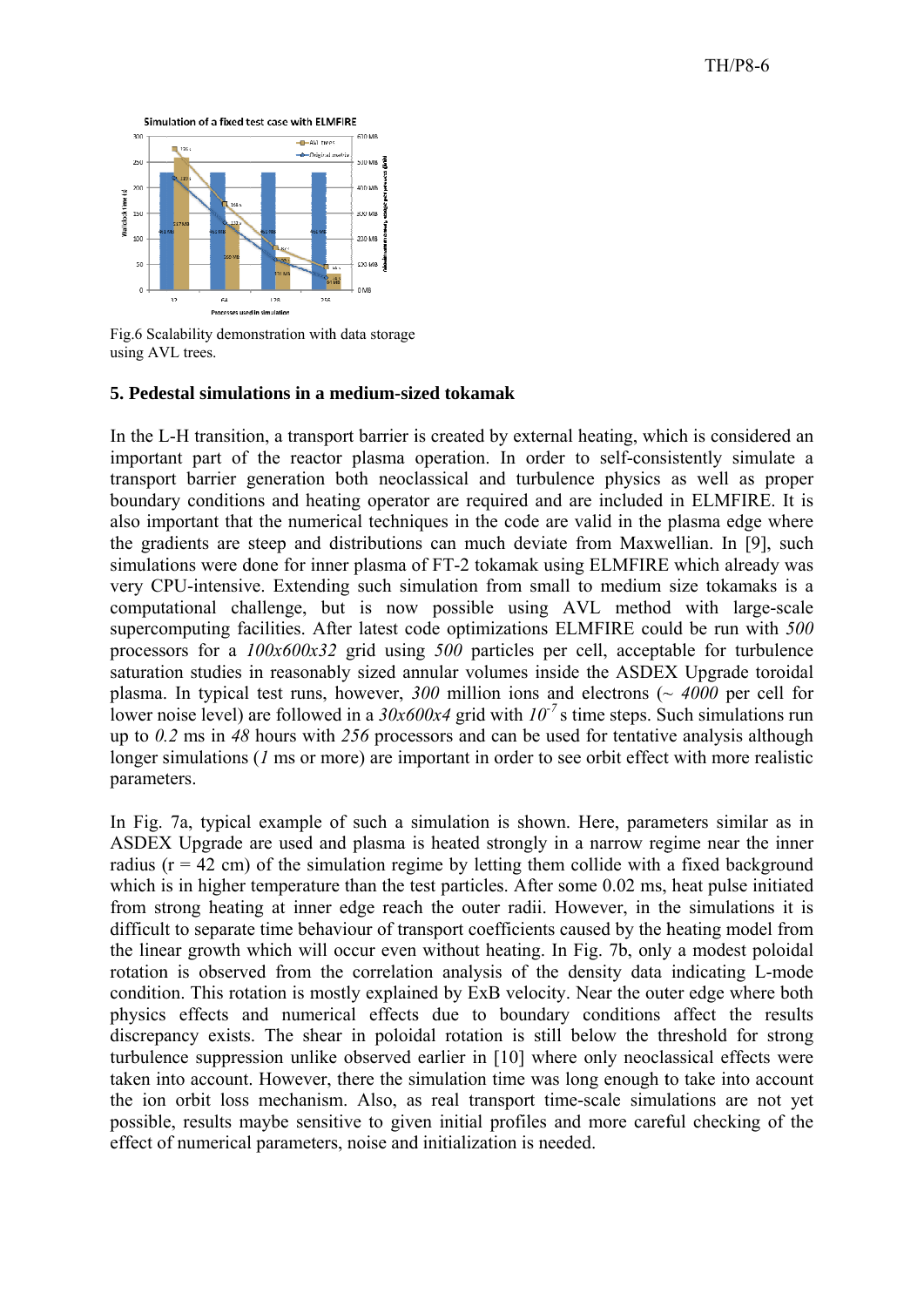Fig.6 Scalability demonstration with data storage using AVL trees.

## 5. Pedestal simulations in a medium-sized tokamak

In the L-H transition, a transport barrier is created by external heating, which is considered an important part of the reactor plasma operation. In order to self-consistently simulate a transport barrier generation both neoclassical and turbulence physics as well as proper boundary conditions and heating operator are required and are included in ELMFIRE. It is also important that the numerical techniques in the code are valid in the plasma edge where the gradients are steep and distributions can much deviate from Maxwellian. In [9], such simulations were done for inner plasma of FT-2 tokamak using ELMFIRE which already was very CPU-intensive. Extending such simulation from small to medium size tokamaks is a computational challenge, but is now possible using AVL method with large-scale supercomputing facilities. After latest code optimizations ELMFIRE could be run with *500* processors for a *100x600x32* grid using *500* particles per cell, acceptable for turbulence saturation studies in reasonably sized annular volumes inside the ASDEX Upgrade toroidal plasma. In typical test runs, however, *300* million ions and electrons (~ *4000* per cell for lower noise level) are followed in a *30x600x4* grid with $10^{-7}$ s time steps. Such simulations run up to *0.2* ms in *48* hours with *256* processors and can be used for tentative analysis although longer simulations (*1* ms or more) are important in order to see orbit effect with more realistic parameters.

In Fig. 7a, typical example of such a simulation is shown. Here, parameters similar as in ASDEX Upgrade are used and plasma is heated strongly in a narrow regime near the inner radius (r = 42 cm) of the simulation regime by letting them collide with a fixed background which is in higher temperature than the test particles. After some 0.02 ms, heat pulse initiated from strong heating at inner edge reach the outer radii. However, in the simulations it is difficult to separate time behaviour of transport coefficients caused by the heating model from the linear growth which will occur even without heating. In Fig. 7b, only a modest poloidal rotation is observed from the correlation analysis of the density data indicating L-mode condition. This rotation is mostly explained by ExB velocity. Near the outer edge where both physics effects and numerical effects due to boundary conditions affect the results discrepancy exists. The shear in poloidal rotation is still below the threshold for strong turbulence suppression unlike observed earlier in [10] where only neoclassical effects were taken into account. However, there the simulation time was long enough to take into account the ion orbit loss mechanism. Also, as real transport time-scale simulations are not yet possible, results maybe sensitive to given initial profiles and more careful checking of the effect of numerical parameters, noise and initialization is needed.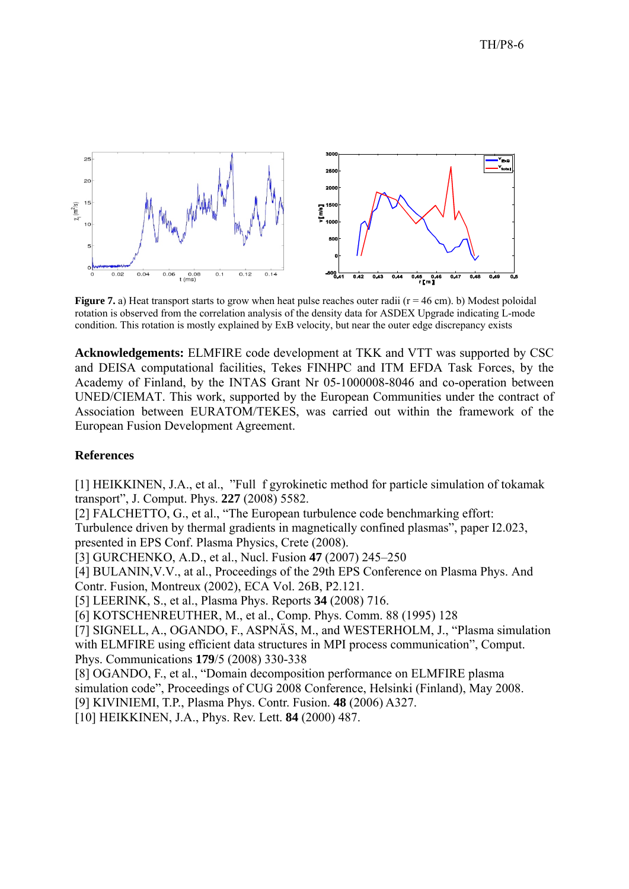25
20
15
10
5
0
$\chi_i$ (m$^2$/s)
0 0.02 0.04 0.06 0.08 0.1 0.12 0.14
t (ms)

3000
2500
2000
1500
1000
500
0
-500
v [m/s]
0.41 0.42 0.43 0.44 0.45 0.46 0.47 0.48 0.49 0.5
r [m]
$v_{ExB}$
$v_{total}$

**Figure 7.** a) Heat transport starts to grow when heat pulse reaches outer radii (r = 46 cm). b) Modest poloidal rotation is observed from the correlation analysis of the density data for ASDEX Upgrade indicating L-mode condition. This rotation is mostly explained by ExB velocity, but near the outer edge discrepancy exists

**Acknowledgements:** ELMFIRE code development at TKK and VTT was supported by CSC and DEISA computational facilities, Tekes FINHPC and ITM EFDA Task Forces, by the Academy of Finland, by the INTAS Grant Nr 05-1000008-8046 and co-operation between UNED/CIEMAT. This work, supported by the European Communities under the contract of Association between EURATOM/TEKES, was carried out within the framework of the European Fusion Development Agreement.

## References

[1] HEIKKINEN, J.A., et al., "Full f gyrokinetic method for particle simulation of tokamak transport", J. Comput. Phys. **227** (2008) 5582.
[2] FALCHETTO, G., et al., "The European turbulence code benchmarking effort: Turbulence driven by thermal gradients in magnetically confined plasmas", paper I2.023, presented in EPS Conf. Plasma Physics, Crete (2008).
[3] GURCHENKO, A.D., et al., Nucl. Fusion **47** (2007) 245–250
[4] BULANIN,V.V., at al., Proceedings of the 29th EPS Conference on Plasma Phys. And Contr. Fusion, Montreux (2002), ECA Vol. 26B, P2.121.
[5] LEERINK, S., et al., Plasma Phys. Reports **34** (2008) 716.
[6] KOTSCHENREUTHER, M., et al., Comp. Phys. Comm. 88 (1995) 128
[7] SIGNELL, A., OGANDO, F., ASPNÄS, M., and WESTERHOLM, J., "Plasma simulation with ELMFIRE using efficient data structures in MPI process communication", Comput. Phys. Communications **179**/5 (2008) 330-338
[8] OGANDO, F., et al., "Domain decomposition performance on ELMFIRE plasma simulation code", Proceedings of CUG 2008 Conference, Helsinki (Finland), May 2008.
[9] KIVINIEMI, T.P., Plasma Phys. Contr. Fusion. **48** (2006) A327.
[10] HEIKKINEN, J.A., Phys. Rev. Lett. **84** (2000) 487.